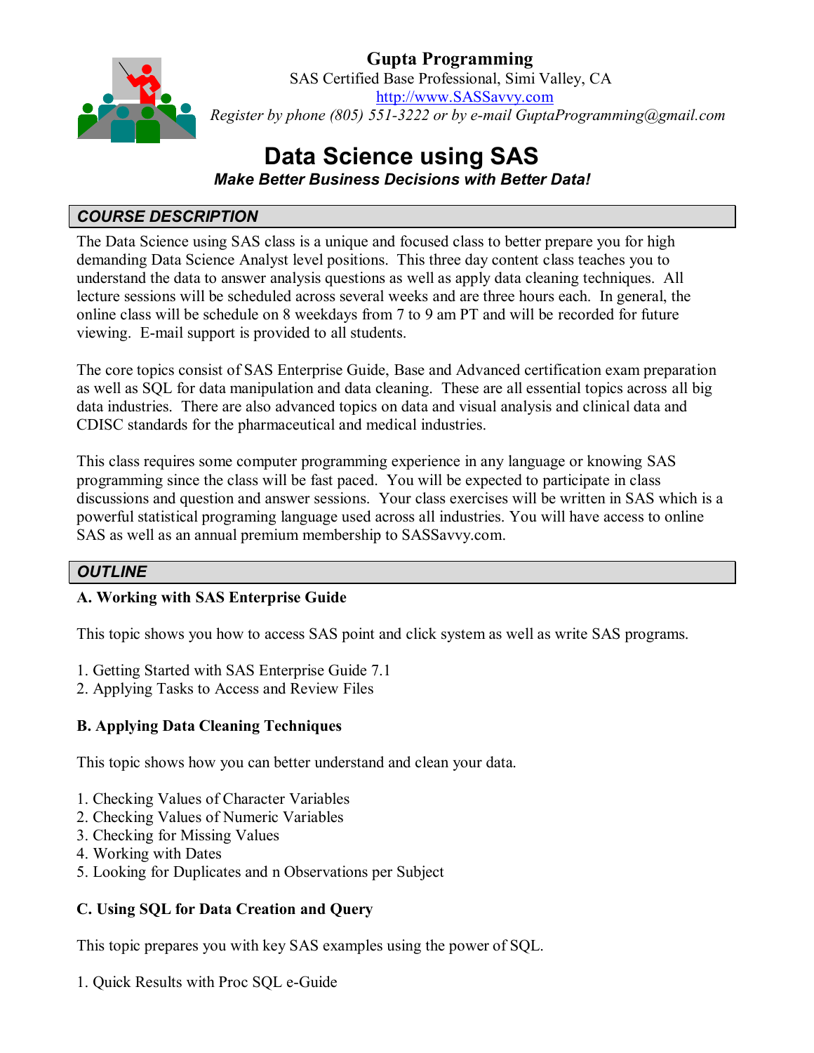**Gupta Programming**
SAS Certified Base Professional, Simi Valley, CA
[http://www.SASSavvy.com](http://www.SASSavvy.com)
*Register by phone (805) 551-3222 or by e-mail GuptaProgramming@gmail.com*

# Data Science using SAS

***Make Better Business Decisions with Better Data!***

## *COURSE DESCRIPTION*

The Data Science using SAS class is a unique and focused class to better prepare you for high demanding Data Science Analyst level positions. This three day content class teaches you to understand the data to answer analysis questions as well as apply data cleaning techniques. All lecture sessions will be scheduled across several weeks and are three hours each. In general, the online class will be schedule on 8 weekdays from 7 to 9 am PT and will be recorded for future viewing. E-mail support is provided to all students.

The core topics consist of SAS Enterprise Guide, Base and Advanced certification exam preparation as well as SQL for data manipulation and data cleaning. These are all essential topics across all big data industries. There are also advanced topics on data and visual analysis and clinical data and CDISC standards for the pharmaceutical and medical industries.

This class requires some computer programming experience in any language or knowing SAS programming since the class will be fast paced. You will be expected to participate in class discussions and question and answer sessions. Your class exercises will be written in SAS which is a powerful statistical programing language used across all industries. You will have access to online SAS as well as an annual premium membership to SASSavvy.com.

## *OUTLINE*

### A. Working with SAS Enterprise Guide

This topic shows you how to access SAS point and click system as well as write SAS programs.

1. Getting Started with SAS Enterprise Guide 7.1
2. Applying Tasks to Access and Review Files

### B. Applying Data Cleaning Techniques

This topic shows how you can better understand and clean your data.

1. Checking Values of Character Variables
2. Checking Values of Numeric Variables
3. Checking for Missing Values
4. Working with Dates
5. Looking for Duplicates and n Observations per Subject

### C. Using SQL for Data Creation and Query

This topic prepares you with key SAS examples using the power of SQL.

1. Quick Results with Proc SQL e-Guide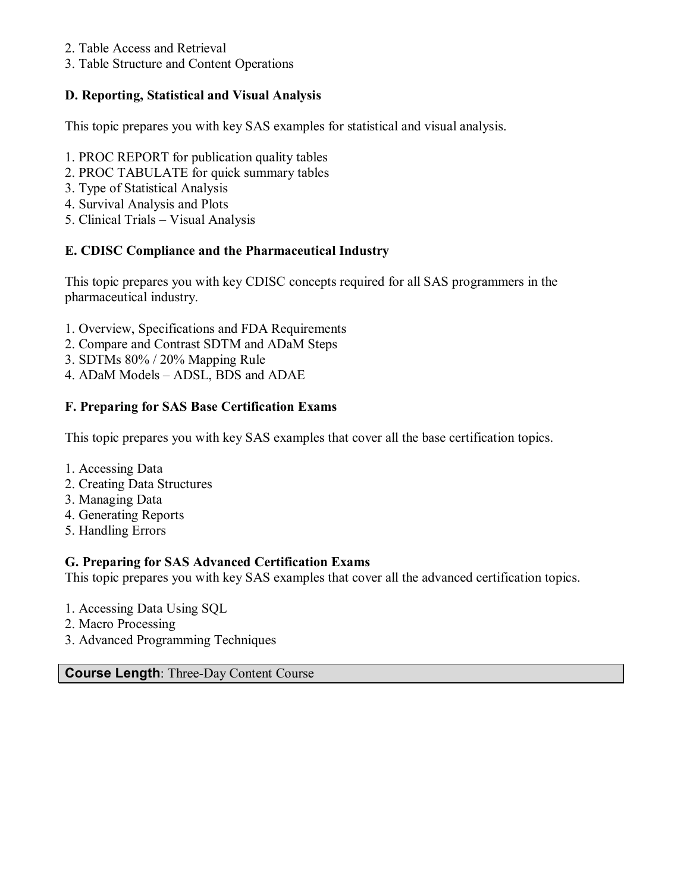2. Table Access and Retrieval
3. Table Structure and Content Operations

### D. Reporting, Statistical and Visual Analysis

This topic prepares you with key SAS examples for statistical and visual analysis.

1. PROC REPORT for publication quality tables
2. PROC TABULATE for quick summary tables
3. Type of Statistical Analysis
4. Survival Analysis and Plots
5. Clinical Trials – Visual Analysis

### E. CDISC Compliance and the Pharmaceutical Industry

This topic prepares you with key CDISC concepts required for all SAS programmers in the pharmaceutical industry.

1. Overview, Specifications and FDA Requirements
2. Compare and Contrast SDTM and ADaM Steps
3. SDTMs 80% / 20% Mapping Rule
4. ADaM Models – ADSL, BDS and ADAE

### F. Preparing for SAS Base Certification Exams

This topic prepares you with key SAS examples that cover all the base certification topics.

1. Accessing Data
2. Creating Data Structures
3. Managing Data
4. Generating Reports
5. Handling Errors

### G. Preparing for SAS Advanced Certification Exams

This topic prepares you with key SAS examples that cover all the advanced certification topics.

1. Accessing Data Using SQL
2. Macro Processing
3. Advanced Programming Techniques

**Course Length**: Three-Day Content Course